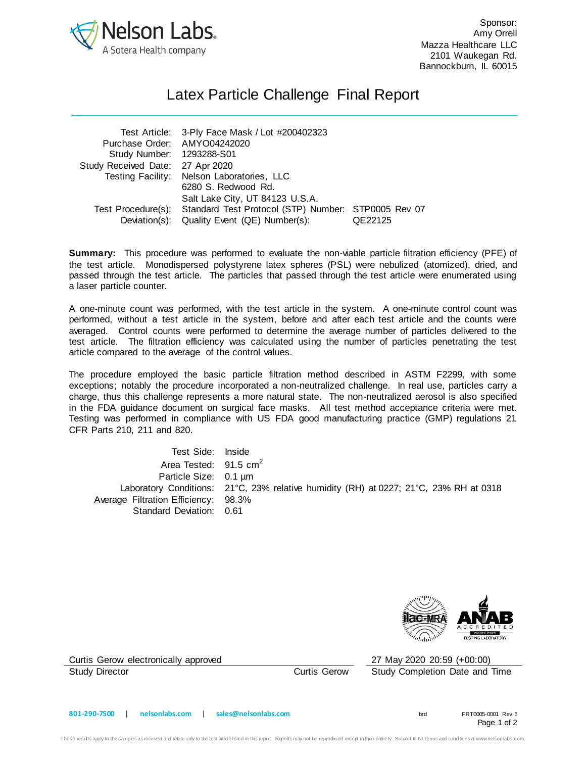Sponsor:
Amy Orrell
Mazza Healthcare LLC
2101 Waukegan Rd.
Bannockburn, IL 60015

# Latex Particle Challenge Final Report

| | |
|---|---|
| Test Article: | 3-Ply Face Mask / Lot #200402323 |
| Purchase Order: | AMYO04242020 |
| Study Number: | 1293288-S01 |
| Study Received Date: | 27 Apr 2020 |
| Testing Facility: | Nelson Laboratories, LLC<br>6280 S. Redwood Rd.<br>Salt Lake City, UT 84123 U.S.A. |
| Test Procedure(s): | Standard Test Protocol (STP) Number: STP0005 Rev 07 |
| Deviation(s): | Quality Event (QE) Number(s): QE22125 |

**Summary:** This procedure was performed to evaluate the non-viable particle filtration efficiency (PFE) of the test article. Monodispersed polystyrene latex spheres (PSL) were nebulized (atomized), dried, and passed through the test article. The particles that passed through the test article were enumerated using a laser particle counter.

A one-minute count was performed, with the test article in the system. A one-minute control count was performed, without a test article in the system, before and after each test article and the counts were averaged. Control counts were performed to determine the average number of particles delivered to the test article. The filtration efficiency was calculated using the number of particles penetrating the test article compared to the average of the control values.

The procedure employed the basic particle filtration method described in ASTM F2299, with some exceptions; notably the procedure incorporated a non-neutralized challenge. In real use, particles carry a charge, thus this challenge represents a more natural state. The non-neutralized aerosol is also specified in the FDA guidance document on surgical face masks. All test method acceptance criteria were met. Testing was performed in compliance with US FDA good manufacturing practice (GMP) regulations 21 CFR Parts 210, 211 and 820.

| | |
|---|---|
| Test Side: | Inside |
| Area Tested: | 91.5 $cm^2$ |
| Particle Size: | 0.1 µm |
| Laboratory Conditions: | 21°C, 23% relative humidity (RH) at 0227; 21°C, 23% RH at 0318 |
| Average Filtration Efficiency: | 98.3% |
| Standard Deviation: | 0.61 |

Curtis Gerow electronically approved
Study Director — Curtis Gerow

27 May 2020 20:59 (+00:00)
Study Completion Date and Time

801-290-7500 | nelsonlabs.com | sales@nelsonlabs.com

brd — FRT0005-0001 Rev 6

These results apply to the samples as received and relate only to the test article listed in this report. Reports may not be reproduced except in their entirety. Subject to NL terms and conditions at www.nelsonlabs.com.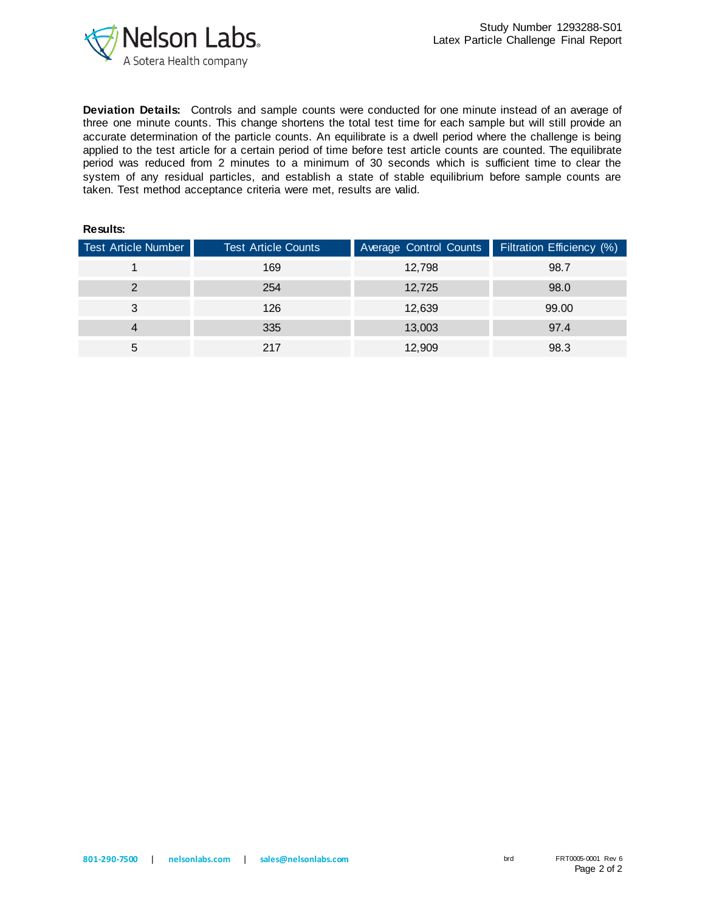**Deviation Details:** Controls and sample counts were conducted for one minute instead of an average of three one minute counts. This change shortens the total test time for each sample but will still provide an accurate determination of the particle counts. An equilibrate is a dwell period where the challenge is being applied to the test article for a certain period of time before test article counts are counted. The equilibrate period was reduced from 2 minutes to a minimum of 30 seconds which is sufficient time to clear the system of any residual particles, and establish a state of stable equilibrium before sample counts are taken. Test method acceptance criteria were met, results are valid.

**Results:**

| Test Article Number | Test Article Counts | Average Control Counts | Filtration Efficiency (%) |
|---|---|---|---|
| 1 | 169 | 12,798 | 98.7 |
| 2 | 254 | 12,725 | 98.0 |
| 3 | 126 | 12,639 | 99.00 |
| 4 | 335 | 13,003 | 97.4 |
| 5 | 217 | 12,909 | 98.3 |